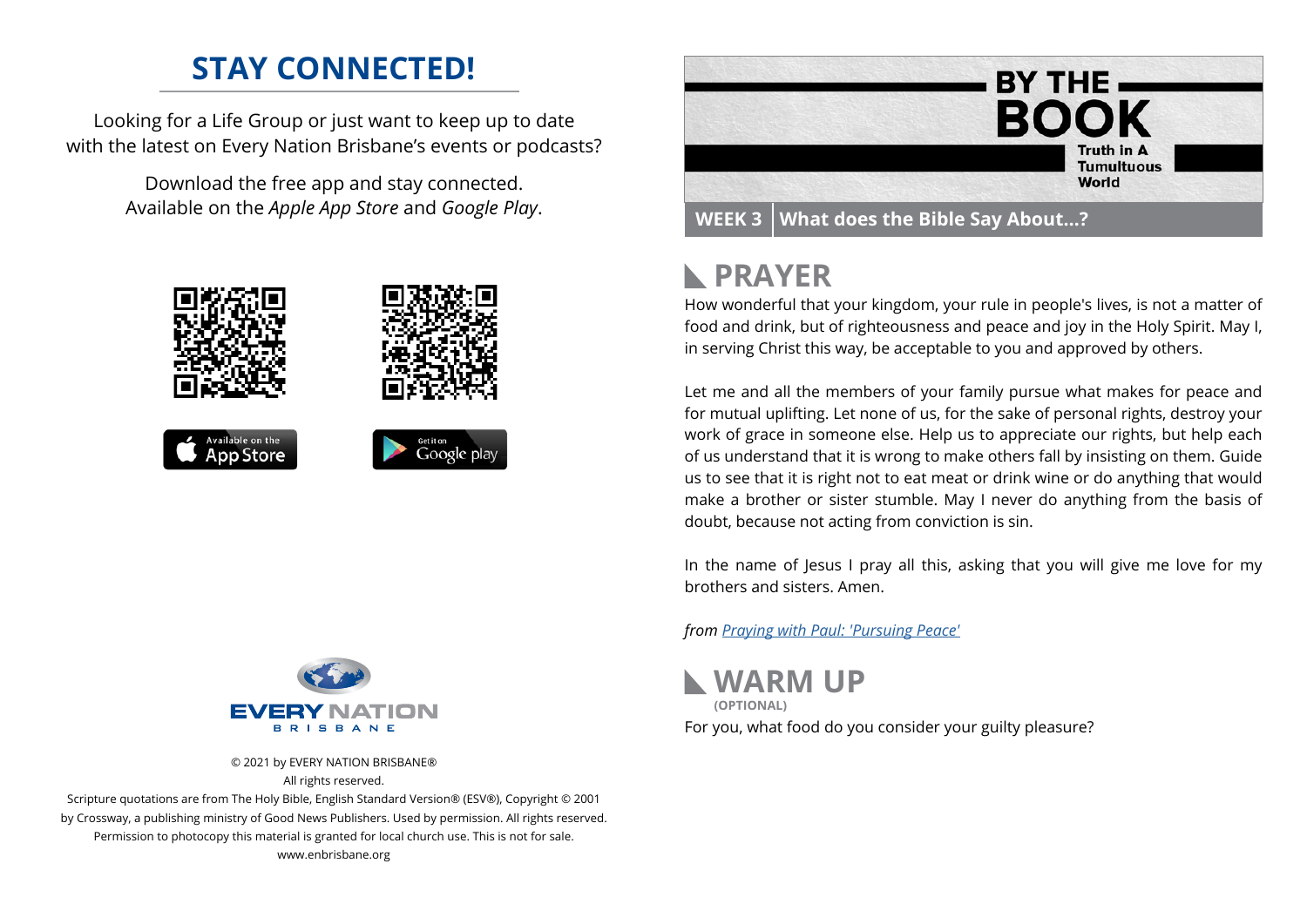## STAY CONNECTED!

Looking for a Life Group or just want to keep up to date with the latest on Every Nation Brisbane's events or podcasts?

Download the free app and stay connected. Available on the *Apple App Store* and *Google Play*.

© 2021 by EVERY NATION BRISBANE®
All rights reserved.
Scripture quotations are from The Holy Bible, English Standard Version® (ESV®), Copyright © 2001 by Crossway, a publishing ministry of Good News Publishers. Used by permission. All rights reserved.
Permission to photocopy this material is granted for local church use. This is not for sale.
www.enbrisbane.org

# BY THE BOOK

Truth in A Tumultuous World

**WEEK 3** | **What does the Bible Say About...?**

## PRAYER

How wonderful that your kingdom, your rule in people's lives, is not a matter of food and drink, but of righteousness and peace and joy in the Holy Spirit. May I, in serving Christ this way, be acceptable to you and approved by others.

Let me and all the members of your family pursue what makes for peace and for mutual uplifting. Let none of us, for the sake of personal rights, destroy your work of grace in someone else. Help us to appreciate our rights, but help each of us understand that it is wrong to make others fall by insisting on them. Guide us to see that it is right not to eat meat or drink wine or do anything that would make a brother or sister stumble. May I never do anything from the basis of doubt, because not acting from conviction is sin.

In the name of Jesus I pray all this, asking that you will give me love for my brothers and sisters. Amen.

*from Praying with Paul: 'Pursuing Peace'*

## WARM UP

**(OPTIONAL)**

For you, what food do you consider your guilty pleasure?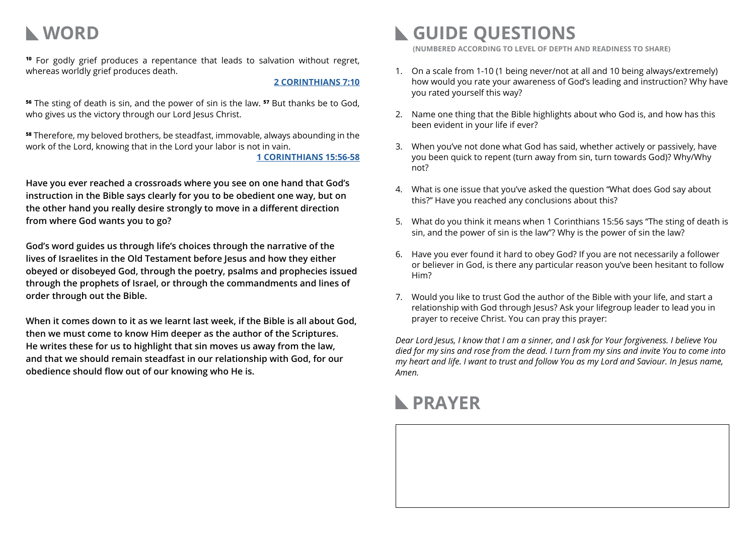## WORD

[10] For godly grief produces a repentance that leads to salvation without regret, whereas worldly grief produces death.

**2 CORINTHIANS 7:10**

[56] The sting of death is sin, and the power of sin is the law. [57] But thanks be to God, who gives us the victory through our Lord Jesus Christ.

[58] Therefore, my beloved brothers, be steadfast, immovable, always abounding in the work of the Lord, knowing that in the Lord your labor is not in vain.

**1 CORINTHIANS 15:56-58**

**Have you ever reached a crossroads where you see on one hand that God's instruction in the Bible says clearly for you to be obedient one way, but on the other hand you really desire strongly to move in a different direction from where God wants you to go?**

**God's word guides us through life's choices through the narrative of the lives of Israelites in the Old Testament before Jesus and how they either obeyed or disobeyed God, through the poetry, psalms and prophecies issued through the prophets of Israel, or through the commandments and lines of order through out the Bible.**

**When it comes down to it as we learnt last week, if the Bible is all about God, then we must come to know Him deeper as the author of the Scriptures. He writes these for us to highlight that sin moves us away from the law, and that we should remain steadfast in our relationship with God, for our obedience should flow out of our knowing who He is.**

## GUIDE QUESTIONS

**(NUMBERED ACCORDING TO LEVEL OF DEPTH AND READINESS TO SHARE)**

1. On a scale from 1-10 (1 being never/not at all and 10 being always/extremely) how would you rate your awareness of God's leading and instruction? Why have you rated yourself this way?
2. Name one thing that the Bible highlights about who God is, and how has this been evident in your life if ever?
3. When you've not done what God has said, whether actively or passively, have you been quick to repent (turn away from sin, turn towards God)? Why/Why not?
4. What is one issue that you've asked the question "What does God say about this?" Have you reached any conclusions about this?
5. What do you think it means when 1 Corinthians 15:56 says "The sting of death is sin, and the power of sin is the law"? Why is the power of sin the law?
6. Have you ever found it hard to obey God? If you are not necessarily a follower or believer in God, is there any particular reason you've been hesitant to follow Him?
7. Would you like to trust God the author of the Bible with your life, and start a relationship with God through Jesus? Ask your lifegroup leader to lead you in prayer to receive Christ. You can pray this prayer:

*Dear Lord Jesus, I know that I am a sinner, and I ask for Your forgiveness. I believe You died for my sins and rose from the dead. I turn from my sins and invite You to come into my heart and life. I want to trust and follow You as my Lord and Saviour. In Jesus name, Amen.*

## PRAYER